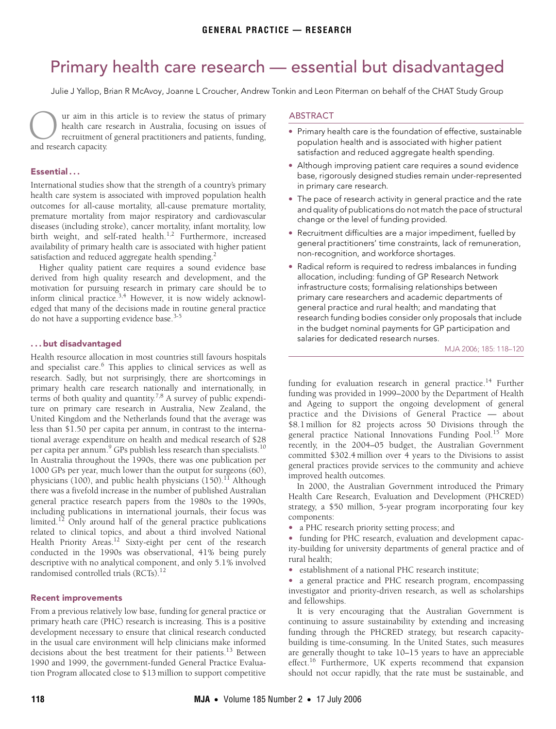# Primary health care research — essential but disadvantaged

Julie J Yallop, Brian R McAvoy, Joanne L Croucher, Andrew Tonkin and Leon Piterman on behalf of the CHAT Study Group

Our aim in this article is to review the status of primary health care research in Australia, focusing on issues of recruitment of general practitioners and patients, funding, and research capacity.

## ABSTRACT

- Primary health care is the foundation of effective, sustainable population health and is associated with higher patient satisfaction and reduced aggregate health spending.
- Although improving patient care requires a sound evidence base, rigorously designed studies remain under-represented in primary care research.
- The pace of research activity in general practice and the rate and quality of publications do not match the pace of structural change or the level of funding provided.
- Recruitment difficulties are a major impediment, fuelled by general practitioners' time constraints, lack of remuneration, non-recognition, and workforce shortages.
- Radical reform is required to redress imbalances in funding allocation, including: funding of GP Research Network infrastructure costs; formalising relationships between primary care researchers and academic departments of general practice and rural health; and mandating that research funding bodies consider only proposals that include in the budget nominal payments for GP participation and salaries for dedicated research nurses.

MJA 2006; 185: 118–120

### Essential . . .

International studies show that the strength of a country's primary health care system is associated with improved population health outcomes for all-cause mortality, all-cause premature mortality, premature mortality from major respiratory and cardiovascular diseases (including stroke), cancer mortality, infant mortality, low birth weight, and self-rated health.[1,2] Furthermore, increased availability of primary health care is associated with higher patient satisfaction and reduced aggregate health spending.[2]

Higher quality patient care requires a sound evidence base derived from high quality research and development, and the motivation for pursuing research in primary care should be to inform clinical practice.[3,4] However, it is now widely acknowledged that many of the decisions made in routine general practice do not have a supporting evidence base.[3-5]

### . . . but disadvantaged

Health resource allocation in most countries still favours hospitals and specialist care.[6] This applies to clinical services as well as research. Sadly, but not surprisingly, there are shortcomings in primary health care research nationally and internationally, in terms of both quality and quantity.[7,8] A survey of public expenditure on primary care research in Australia, New Zealand, the United Kingdom and the Netherlands found that the average was less than $1.50 per capita per annum, in contrast to the international average expenditure on health and medical research of $28 per capita per annum.[9] GPs publish less research than specialists.[10] In Australia throughout the 1990s, there was one publication per 1000 GPs per year, much lower than the output for surgeons (60), physicians (100), and public health physicians (150).[11] Although there was a fivefold increase in the number of published Australian general practice research papers from the 1980s to the 1990s, including publications in international journals, their focus was limited.[12] Only around half of the general practice publications related to clinical topics, and about a third involved National Health Priority Areas.[12] Sixty-eight per cent of the research conducted in the 1990s was observational, 41% being purely descriptive with no analytical component, and only 5.1% involved randomised controlled trials (RCTs).[12]

### Recent improvements

From a previous relatively low base, funding for general practice or primary heath care (PHC) research is increasing. This is a positive development necessary to ensure that clinical research conducted in the usual care environment will help clinicians make informed decisions about the best treatment for their patients.[13] Between 1990 and 1999, the government-funded General Practice Evaluation Program allocated close to $13 million to support competitive funding for evaluation research in general practice.[14] Further funding was provided in 1999–2000 by the Department of Health and Ageing to support the ongoing development of general practice and the Divisions of General Practice — about $8.1 million for 82 projects across 50 Divisions through the general practice National Innovations Funding Pool.[15] More recently, in the 2004–05 budget, the Australian Government committed $302.4 million over 4 years to the Divisions to assist general practices provide services to the community and achieve improved health outcomes.

In 2000, the Australian Government introduced the Primary Health Care Research, Evaluation and Development (PHCRED) strategy, a $50 million, 5-year program incorporating four key components:

- a PHC research priority setting process; and
- funding for PHC research, evaluation and development capacity-building for university departments of general practice and of rural health;
- establishment of a national PHC research institute;
- a general practice and PHC research program, encompassing investigator and priority-driven research, as well as scholarships and fellowships.

It is very encouraging that the Australian Government is continuing to assure sustainability by extending and increasing funding through the PHCRED strategy, but research capacity-building is time-consuming. In the United States, such measures are generally thought to take 10–15 years to have an appreciable effect.[16] Furthermore, UK experts recommend that expansion should not occur rapidly, that the rate must be sustainable, and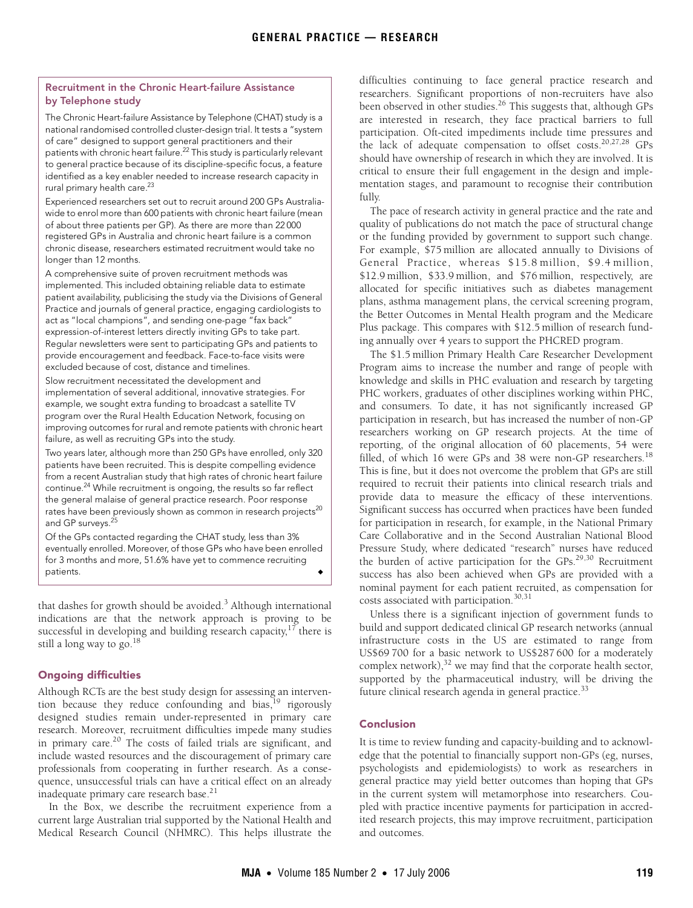## Recruitment in the Chronic Heart-failure Assistance by Telephone study

The Chronic Heart-failure Assistance by Telephone (CHAT) study is a national randomised controlled cluster-design trial. It tests a "system of care" designed to support general practitioners and their patients with chronic heart failure.[22] This study is particularly relevant to general practice because of its discipline-specific focus, a feature identified as a key enabler needed to increase research capacity in rural primary health care.[23]

Experienced researchers set out to recruit around 200 GPs Australia-wide to enrol more than 600 patients with chronic heart failure (mean of about three patients per GP). As there are more than 22 000 registered GPs in Australia and chronic heart failure is a common chronic disease, researchers estimated recruitment would take no longer than 12 months.

A comprehensive suite of proven recruitment methods was implemented. This included obtaining reliable data to estimate patient availability, publicising the study via the Divisions of General Practice and journals of general practice, engaging cardiologists to act as "local champions", and sending one-page "fax back" expression-of-interest letters directly inviting GPs to take part. Regular newsletters were sent to participating GPs and patients to provide encouragement and feedback. Face-to-face visits were excluded because of cost, distance and timelines.

Slow recruitment necessitated the development and implementation of several additional, innovative strategies. For example, we sought extra funding to broadcast a satellite TV program over the Rural Health Education Network, focusing on improving outcomes for rural and remote patients with chronic heart failure, as well as recruiting GPs into the study.

Two years later, although more than 250 GPs have enrolled, only 320 patients have been recruited. This is despite compelling evidence from a recent Australian study that high rates of chronic heart failure continue.[24] While recruitment is ongoing, the results so far reflect the general malaise of general practice research. Poor response rates have been previously shown as common in research projects[20] and GP surveys.[25]

Of the GPs contacted regarding the CHAT study, less than 3% eventually enrolled. Moreover, of those GPs who have been enrolled for 3 months and more, 51.6% have yet to commence recruiting patients. ◆

that dashes for growth should be avoided.[3] Although international indications are that the network approach is proving to be successful in developing and building research capacity,[17] there is still a long way to go.[18]

## Ongoing difficulties

Although RCTs are the best study design for assessing an intervention because they reduce confounding and bias,[19] rigorously designed studies remain under-represented in primary care research. Moreover, recruitment difficulties impede many studies in primary care.[20] The costs of failed trials are significant, and include wasted resources and the discouragement of primary care professionals from cooperating in further research. As a consequence, unsuccessful trials can have a critical effect on an already inadequate primary care research base.[21]

In the Box, we describe the recruitment experience from a current large Australian trial supported by the National Health and Medical Research Council (NHMRC). This helps illustrate the difficulties continuing to face general practice research and researchers. Significant proportions of non-recruiters have also been observed in other studies.[26] This suggests that, although GPs are interested in research, they face practical barriers to full participation. Oft-cited impediments include time pressures and the lack of adequate compensation to offset costs.[20,27,28] GPs should have ownership of research in which they are involved. It is critical to ensure their full engagement in the design and implementation stages, and paramount to recognise their contribution fully.

The pace of research activity in general practice and the rate and quality of publications do not match the pace of structural change or the funding provided by government to support such change. For example, $75 million are allocated annually to Divisions of General Practice, whereas $15.8 million, $9.4 million, $12.9 million, $33.9 million, and $76 million, respectively, are allocated for specific initiatives such as diabetes management plans, asthma management plans, the cervical screening program, the Better Outcomes in Mental Health program and the Medicare Plus package. This compares with $12.5 million of research funding annually over 4 years to support the PHCRED program.

The $1.5 million Primary Health Care Researcher Development Program aims to increase the number and range of people with knowledge and skills in PHC evaluation and research by targeting PHC workers, graduates of other disciplines working within PHC, and consumers. To date, it has not significantly increased GP participation in research, but has increased the number of non-GP researchers working on GP research projects. At the time of reporting, of the original allocation of 60 placements, 54 were filled, of which 16 were GPs and 38 were non-GP researchers.[18] This is fine, but it does not overcome the problem that GPs are still required to recruit their patients into clinical research trials and provide data to measure the efficacy of these interventions. Significant success has occurred when practices have been funded for participation in research, for example, in the National Primary Care Collaborative and in the Second Australian National Blood Pressure Study, where dedicated "research" nurses have reduced the burden of active participation for the GPs.[29,30] Recruitment success has also been achieved when GPs are provided with a nominal payment for each patient recruited, as compensation for costs associated with participation.[30,31]

Unless there is a significant injection of government funds to build and support dedicated clinical GP research networks (annual infrastructure costs in the US are estimated to range from US$69 700 for a basic network to US$287 600 for a moderately complex network),[32] we may find that the corporate health sector, supported by the pharmaceutical industry, will be driving the future clinical research agenda in general practice.[33]

## Conclusion

It is time to review funding and capacity-building and to acknowledge that the potential to financially support non-GPs (eg, nurses, psychologists and epidemiologists) to work as researchers in general practice may yield better outcomes than hoping that GPs in the current system will metamorphose into researchers. Coupled with practice incentive payments for participation in accredited research projects, this may improve recruitment, participation and outcomes.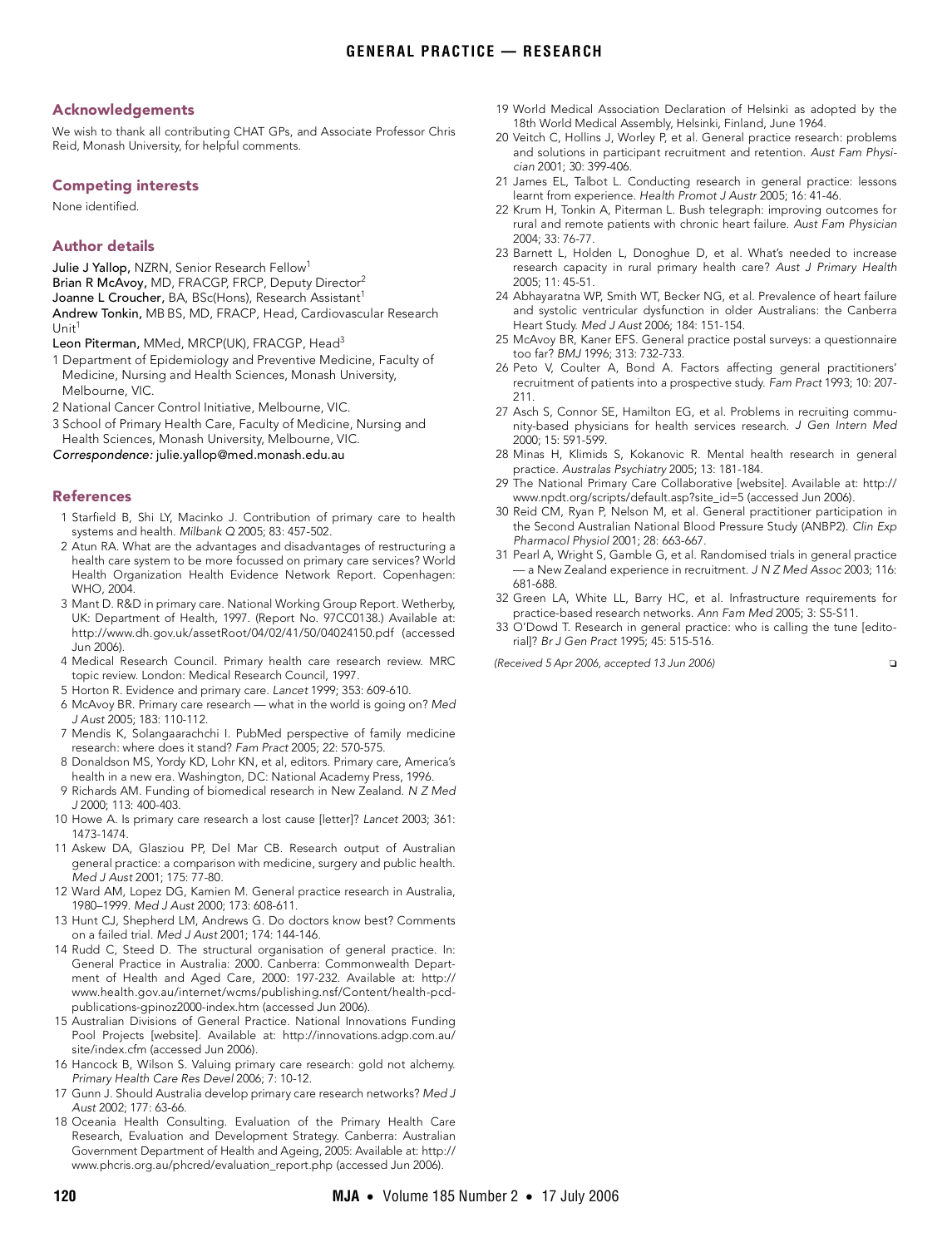## Acknowledgements

We wish to thank all contributing CHAT GPs, and Associate Professor Chris Reid, Monash University, for helpful comments.

## Competing interests

None identified.

## Author details

**Julie J Yallop,** NZRN, Senior Research Fellow[1]
**Brian R McAvoy,** MD, FRACGP, FRCP, Deputy Director[2]
**Joanne L Croucher,** BA, BSc(Hons), Research Assistant[1]
**Andrew Tonkin,** MB BS, MD, FRACP, Head, Cardiovascular Research Unit[1]
**Leon Piterman,** MMed, MRCP(UK), FRACGP, Head[3]

1 Department of Epidemiology and Preventive Medicine, Faculty of Medicine, Nursing and Health Sciences, Monash University, Melbourne, VIC.
2 National Cancer Control Initiative, Melbourne, VIC.
3 School of Primary Health Care, Faculty of Medicine, Nursing and Health Sciences, Monash University, Melbourne, VIC.

*Correspondence:* julie.yallop@med.monash.edu.au

## References

1 Starfield B, Shi LY, Macinko J. Contribution of primary care to health systems and health. *Milbank Q* 2005; 83: 457-502.
2 Atun RA. What are the advantages and disadvantages of restructuring a health care system to be more focussed on primary care services? World Health Organization Health Evidence Network Report. Copenhagen: WHO, 2004.
3 Mant D. R&D in primary care. National Working Group Report. Wetherby, UK: Department of Health, 1997. (Report No. 97CC0138.) Available at: http://www.dh.gov.uk/assetRoot/04/02/41/50/04024150.pdf (accessed Jun 2006).
4 Medical Research Council. Primary health care research review. MRC topic review. London: Medical Research Council, 1997.
5 Horton R. Evidence and primary care. *Lancet* 1999; 353: 609-610.
6 McAvoy BR. Primary care research — what in the world is going on? *Med J Aust* 2005; 183: 110-112.
7 Mendis K, Solangaarachchi I. PubMed perspective of family medicine research: where does it stand? *Fam Pract* 2005; 22: 570-575.
8 Donaldson MS, Yordy KD, Lohr KN, et al, editors. Primary care, America's health in a new era. Washington, DC: National Academy Press, 1996.
9 Richards AM. Funding of biomedical research in New Zealand. *N Z Med J* 2000; 113: 400-403.
10 Howe A. Is primary care research a lost cause [letter]? *Lancet* 2003; 361: 1473-1474.
11 Askew DA, Glasziou PP, Del Mar CB. Research output of Australian general practice: a comparison with medicine, surgery and public health. *Med J Aust* 2001; 175: 77-80.
12 Ward AM, Lopez DG, Kamien M. General practice research in Australia, 1980–1999. *Med J Aust* 2000; 173: 608-611.
13 Hunt CJ, Shepherd LM, Andrews G. Do doctors know best? Comments on a failed trial. *Med J Aust* 2001; 174: 144-146.
14 Rudd C, Steed D. The structural organisation of general practice. In: General Practice in Australia: 2000. Canberra: Commonwealth Department of Health and Aged Care, 2000: 197-232. Available at: http://www.health.gov.au/internet/wcms/publishing.nsf/Content/health-pcd-publications-gpinoz2000-index.htm (accessed Jun 2006).
15 Australian Divisions of General Practice. National Innovations Funding Pool Projects [website]. Available at: http://innovations.adgp.com.au/site/index.cfm (accessed Jun 2006).
16 Hancock B, Wilson S. Valuing primary care research: gold not alchemy. *Primary Health Care Res Devel* 2006; 7: 10-12.
17 Gunn J. Should Australia develop primary care research networks? *Med J Aust* 2002; 177: 63-66.
18 Oceania Health Consulting. Evaluation of the Primary Health Care Research, Evaluation and Development Strategy. Canberra: Australian Government Department of Health and Ageing, 2005: Available at: http://www.phcris.org.au/phcred/evaluation_report.php (accessed Jun 2006).
19 World Medical Association Declaration of Helsinki as adopted by the 18th World Medical Assembly, Helsinki, Finland, June 1964.
20 Veitch C, Hollins J, Worley P, et al. General practice research: problems and solutions in participant recruitment and retention. *Aust Fam Physician* 2001; 30: 399-406.
21 James EL, Talbot L. Conducting research in general practice: lessons learnt from experience. *Health Promot J Austr* 2005; 16: 41-46.
22 Krum H, Tonkin A, Piterman L. Bush telegraph: improving outcomes for rural and remote patients with chronic heart failure. *Aust Fam Physician* 2004; 33: 76-77.
23 Barnett L, Holden L, Donoghue D, et al. What's needed to increase research capacity in rural primary health care? *Aust J Primary Health* 2005; 11: 45-51.
24 Abhayaratna WP, Smith WT, Becker NG, et al. Prevalence of heart failure and systolic ventricular dysfunction in older Australians: the Canberra Heart Study. *Med J Aust* 2006; 184: 151-154.
25 McAvoy BR, Kaner EFS. General practice postal surveys: a questionnaire too far? *BMJ* 1996; 313: 732-733.
26 Peto V, Coulter A, Bond A. Factors affecting general practitioners' recruitment of patients into a prospective study. *Fam Pract* 1993; 10: 207-211.
27 Asch S, Connor SE, Hamilton EG, et al. Problems in recruiting community-based physicians for health services research. *J Gen Intern Med* 2000; 15: 591-599.
28 Minas H, Klimids S, Kokanovic R. Mental health research in general practice. *Australas Psychiatry* 2005; 13: 181-184.
29 The National Primary Care Collaborative [website]. Available at: http://www.npdt.org/scripts/default.asp?site_id=5 (accessed Jun 2006).
30 Reid CM, Ryan P, Nelson M, et al. General practitioner participation in the Second Australian National Blood Pressure Study (ANBP2). *Clin Exp Pharmacol Physiol* 2001; 28: 663-667.
31 Pearl A, Wright S, Gamble G, et al. Randomised trials in general practice — a New Zealand experience in recruitment. *J N Z Med Assoc* 2003; 116: 681-688.
32 Green LA, White LL, Barry HC, et al. Infrastructure requirements for practice-based research networks. *Ann Fam Med* 2005; 3: S5-S11.
33 O'Dowd T. Research in general practice: who is calling the tune [editorial]? *Br J Gen Pract* 1995; 45: 515-516.

*(Received 5 Apr 2006, accepted 13 Jun 2006)*